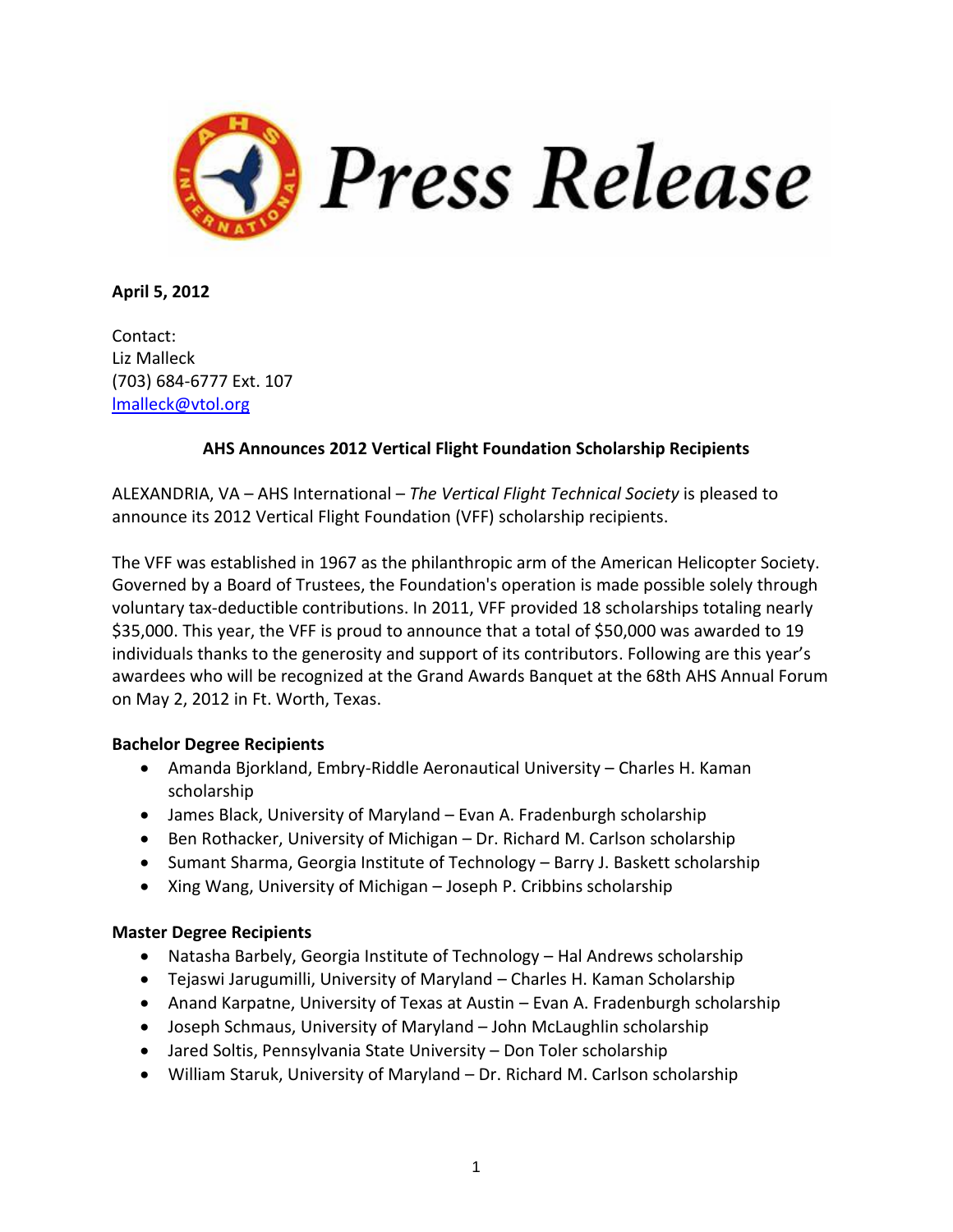# Press Release

**April 5, 2012**

Contact:
Liz Malleck
(703) 684-6777 Ext. 107
lmalleck@vtol.org

**AHS Announces 2012 Vertical Flight Foundation Scholarship Recipients**

ALEXANDRIA, VA – AHS International – *The Vertical Flight Technical Society* is pleased to announce its 2012 Vertical Flight Foundation (VFF) scholarship recipients.

The VFF was established in 1967 as the philanthropic arm of the American Helicopter Society. Governed by a Board of Trustees, the Foundation's operation is made possible solely through voluntary tax-deductible contributions. In 2011, VFF provided 18 scholarships totaling nearly $35,000. This year, the VFF is proud to announce that a total of $50,000 was awarded to 19 individuals thanks to the generosity and support of its contributors. Following are this year's awardees who will be recognized at the Grand Awards Banquet at the 68th AHS Annual Forum on May 2, 2012 in Ft. Worth, Texas.

**Bachelor Degree Recipients**

- Amanda Bjorkland, Embry-Riddle Aeronautical University – Charles H. Kaman scholarship
- James Black, University of Maryland – Evan A. Fradenburgh scholarship
- Ben Rothacker, University of Michigan – Dr. Richard M. Carlson scholarship
- Sumant Sharma, Georgia Institute of Technology – Barry J. Baskett scholarship
- Xing Wang, University of Michigan – Joseph P. Cribbins scholarship

**Master Degree Recipients**

- Natasha Barbely, Georgia Institute of Technology – Hal Andrews scholarship
- Tejaswi Jarugumilli, University of Maryland – Charles H. Kaman Scholarship
- Anand Karpatne, University of Texas at Austin – Evan A. Fradenburgh scholarship
- Joseph Schmaus, University of Maryland – John McLaughlin scholarship
- Jared Soltis, Pennsylvania State University – Don Toler scholarship
- William Staruk, University of Maryland – Dr. Richard M. Carlson scholarship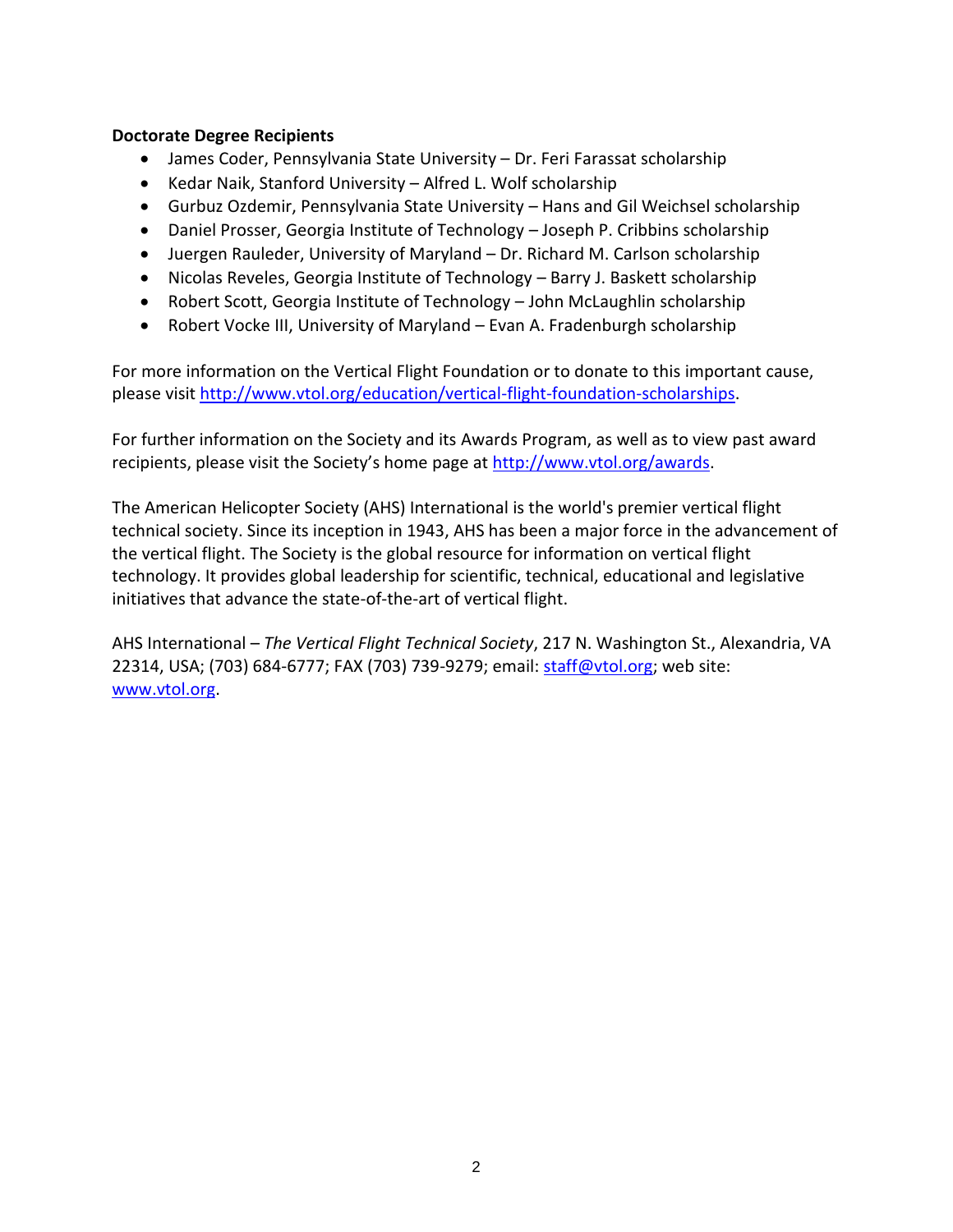**Doctorate Degree Recipients**

- James Coder, Pennsylvania State University – Dr. Feri Farassat scholarship
- Kedar Naik, Stanford University – Alfred L. Wolf scholarship
- Gurbuz Ozdemir, Pennsylvania State University – Hans and Gil Weichsel scholarship
- Daniel Prosser, Georgia Institute of Technology – Joseph P. Cribbins scholarship
- Juergen Rauleder, University of Maryland – Dr. Richard M. Carlson scholarship
- Nicolas Reveles, Georgia Institute of Technology – Barry J. Baskett scholarship
- Robert Scott, Georgia Institute of Technology – John McLaughlin scholarship
- Robert Vocke III, University of Maryland – Evan A. Fradenburgh scholarship

For more information on the Vertical Flight Foundation or to donate to this important cause, please visit http://www.vtol.org/education/vertical-flight-foundation-scholarships.

For further information on the Society and its Awards Program, as well as to view past award recipients, please visit the Society's home page at http://www.vtol.org/awards.

The American Helicopter Society (AHS) International is the world's premier vertical flight technical society. Since its inception in 1943, AHS has been a major force in the advancement of the vertical flight. The Society is the global resource for information on vertical flight technology. It provides global leadership for scientific, technical, educational and legislative initiatives that advance the state-of-the-art of vertical flight.

AHS International – *The Vertical Flight Technical Society*, 217 N. Washington St., Alexandria, VA 22314, USA; (703) 684-6777; FAX (703) 739-9279; email: staff@vtol.org; web site: www.vtol.org.